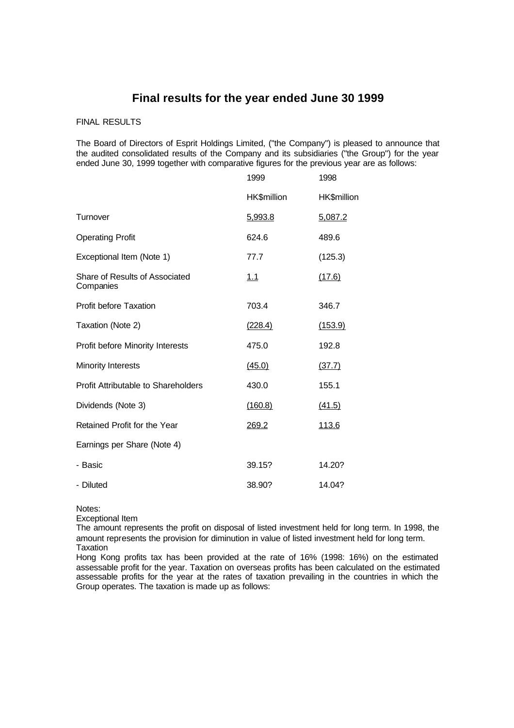# Final results for the year ended June 30 1999

FINAL RESULTS

The Board of Directors of Esprit Holdings Limited, ("the Company") is pleased to announce that the audited consolidated results of the Company and its subsidiaries ("the Group") for the year ended June 30, 1999 together with comparative figures for the previous year are as follows:

| | 1999 | 1998 |
|---|---|---|
| | HK$million | HK$million |
| Turnover | 5,993.8 | 5,087.2 |
| Operating Profit | 624.6 | 489.6 |
| Exceptional Item (Note 1) | 77.7 | (125.3) |
| Share of Results of Associated Companies | 1.1 | (17.6) |
| Profit before Taxation | 703.4 | 346.7 |
| Taxation (Note 2) | (228.4) | (153.9) |
| Profit before Minority Interests | 475.0 | 192.8 |
| Minority Interests | (45.0) | (37.7) |
| Profit Attributable to Shareholders | 430.0 | 155.1 |
| Dividends (Note 3) | (160.8) | (41.5) |
| Retained Profit for the Year | 269.2 | 113.6 |
| Earnings per Share (Note 4) | | |
| - Basic | 39.15? | 14.20? |
| - Diluted | 38.90? | 14.04? |

Notes:

Exceptional Item

The amount represents the profit on disposal of listed investment held for long term. In 1998, the amount represents the provision for diminution in value of listed investment held for long term.

Taxation

Hong Kong profits tax has been provided at the rate of 16% (1998: 16%) on the estimated assessable profit for the year. Taxation on overseas profits has been calculated on the estimated assessable profits for the year at the rates of taxation prevailing in the countries in which the Group operates. The taxation is made up as follows: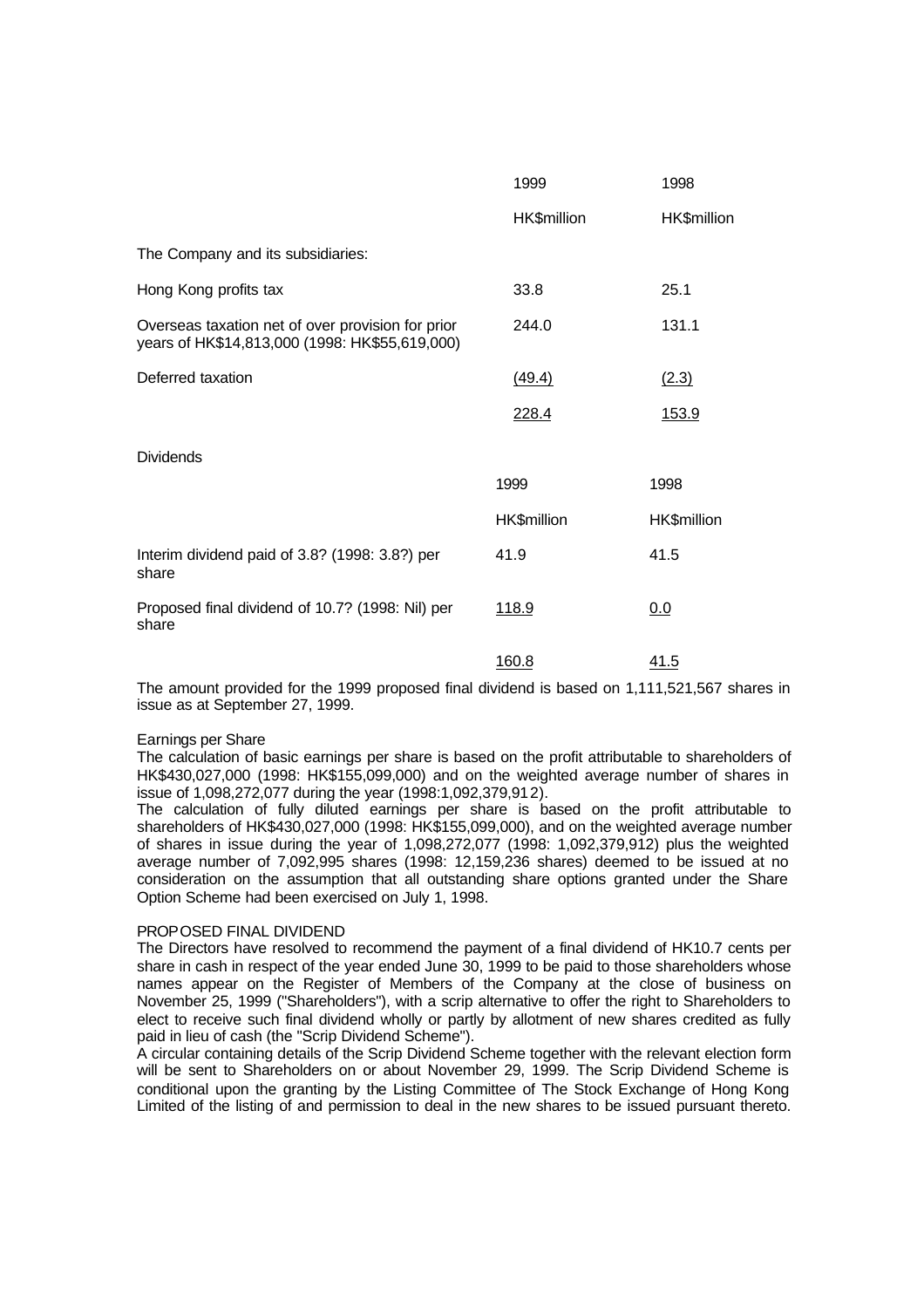| | 1999 | 1998 |
|---|---|---|
| | HK$million | HK$million |
| The Company and its subsidiaries: | | |
| Hong Kong profits tax | 33.8 | 25.1 |
| Overseas taxation net of over provision for prior years of HK$14,813,000 (1998: HK$55,619,000) | 244.0 | 131.1 |
| Deferred taxation | (49.4) | (2.3) |
| | 228.4 | 153.9 |

Dividends

| | 1999 | 1998 |
|---|---|---|
| | HK$million | HK$million |
| Interim dividend paid of 3.8? (1998: 3.8?) per share | 41.9 | 41.5 |
| Proposed final dividend of 10.7? (1998: Nil) per share | 118.9 | 0.0 |
| | 160.8 | 41.5 |

The amount provided for the 1999 proposed final dividend is based on 1,111,521,567 shares in issue as at September 27, 1999.

Earnings per Share

The calculation of basic earnings per share is based on the profit attributable to shareholders of HK$430,027,000 (1998: HK$155,099,000) and on the weighted average number of shares in issue of 1,098,272,077 during the year (1998:1,092,379,912).

The calculation of fully diluted earnings per share is based on the profit attributable to shareholders of HK$430,027,000 (1998: HK$155,099,000), and on the weighted average number of shares in issue during the year of 1,098,272,077 (1998: 1,092,379,912) plus the weighted average number of 7,092,995 shares (1998: 12,159,236 shares) deemed to be issued at no consideration on the assumption that all outstanding share options granted under the Share Option Scheme had been exercised on July 1, 1998.

PROPOSED FINAL DIVIDEND

The Directors have resolved to recommend the payment of a final dividend of HK10.7 cents per share in cash in respect of the year ended June 30, 1999 to be paid to those shareholders whose names appear on the Register of Members of the Company at the close of business on November 25, 1999 ("Shareholders"), with a scrip alternative to offer the right to Shareholders to elect to receive such final dividend wholly or partly by allotment of new shares credited as fully paid in lieu of cash (the "Scrip Dividend Scheme").

A circular containing details of the Scrip Dividend Scheme together with the relevant election form will be sent to Shareholders on or about November 29, 1999. The Scrip Dividend Scheme is conditional upon the granting by the Listing Committee of The Stock Exchange of Hong Kong Limited of the listing of and permission to deal in the new shares to be issued pursuant thereto.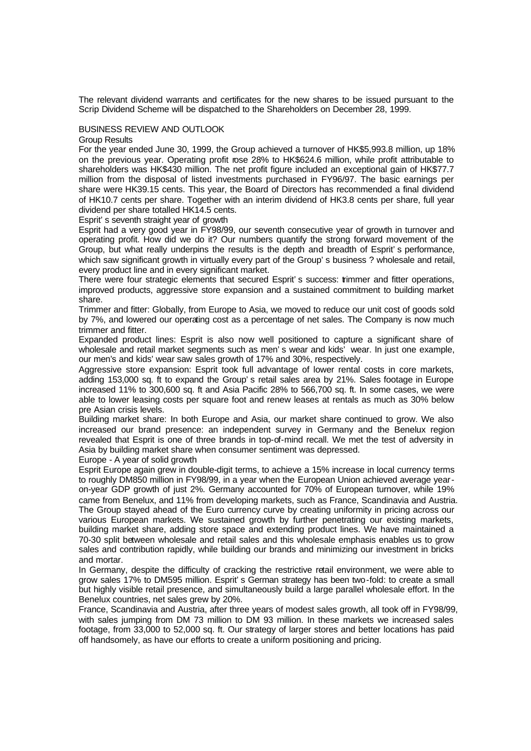The relevant dividend warrants and certificates for the new shares to be issued pursuant to the Scrip Dividend Scheme will be dispatched to the Shareholders on December 28, 1999.

## BUSINESS REVIEW AND OUTLOOK

### Group Results

For the year ended June 30, 1999, the Group achieved a turnover of HK$5,993.8 million, up 18% on the previous year. Operating profit rose 28% to HK$624.6 million, while profit attributable to shareholders was HK$430 million. The net profit figure included an exceptional gain of HK$77.7 million from the disposal of listed investments purchased in FY96/97. The basic earnings per share were HK39.15 cents. This year, the Board of Directors has recommended a final dividend of HK10.7 cents per share. Together with an interim dividend of HK3.8 cents per share, full year dividend per share totalled HK14.5 cents.

### Esprit' s seventh straight year of growth

Esprit had a very good year in FY98/99, our seventh consecutive year of growth in turnover and operating profit. How did we do it? Our numbers quantify the strong forward movement of the Group, but what really underpins the results is the depth and breadth of Esprit' s performance, which saw significant growth in virtually every part of the Group' s business ? wholesale and retail, every product line and in every significant market.

There were four strategic elements that secured Esprit' s success: trimmer and fitter operations, improved products, aggressive store expansion and a sustained commitment to building market share.

Trimmer and fitter: Globally, from Europe to Asia, we moved to reduce our unit cost of goods sold by 7%, and lowered our operating cost as a percentage of net sales. The Company is now much trimmer and fitter.

Expanded product lines: Esprit is also now well positioned to capture a significant share of wholesale and retail market segments such as men' s wear and kids' wear. In just one example, our men's and kids' wear saw sales growth of 17% and 30%, respectively.

Aggressive store expansion: Esprit took full advantage of lower rental costs in core markets, adding 153,000 sq. ft to expand the Group' s retail sales area by 21%. Sales footage in Europe increased 11% to 300,600 sq. ft and Asia Pacific 28% to 566,700 sq. ft. In some cases, we were able to lower leasing costs per square foot and renew leases at rentals as much as 30% below pre Asian crisis levels.

Building market share: In both Europe and Asia, our market share continued to grow. We also increased our brand presence: an independent survey in Germany and the Benelux region revealed that Esprit is one of three brands in top-of-mind recall. We met the test of adversity in Asia by building market share when consumer sentiment was depressed.

### Europe - A year of solid growth

Esprit Europe again grew in double-digit terms, to achieve a 15% increase in local currency terms to roughly DM850 million in FY98/99, in a year when the European Union achieved average year-on-year GDP growth of just 2%. Germany accounted for 70% of European turnover, while 19% came from Benelux, and 11% from developing markets, such as France, Scandinavia and Austria. The Group stayed ahead of the Euro currency curve by creating uniformity in pricing across our various European markets. We sustained growth by further penetrating our existing markets, building market share, adding store space and extending product lines. We have maintained a 70-30 split between wholesale and retail sales and this wholesale emphasis enables us to grow sales and contribution rapidly, while building our brands and minimizing our investment in bricks and mortar.

In Germany, despite the difficulty of cracking the restrictive retail environment, we were able to grow sales 17% to DM595 million. Esprit' s German strategy has been two-fold: to create a small but highly visible retail presence, and simultaneously build a large parallel wholesale effort. In the Benelux countries, net sales grew by 20%.

France, Scandinavia and Austria, after three years of modest sales growth, all took off in FY98/99, with sales jumping from DM 73 million to DM 93 million. In these markets we increased sales footage, from 33,000 to 52,000 sq. ft. Our strategy of larger stores and better locations has paid off handsomely, as have our efforts to create a uniform positioning and pricing.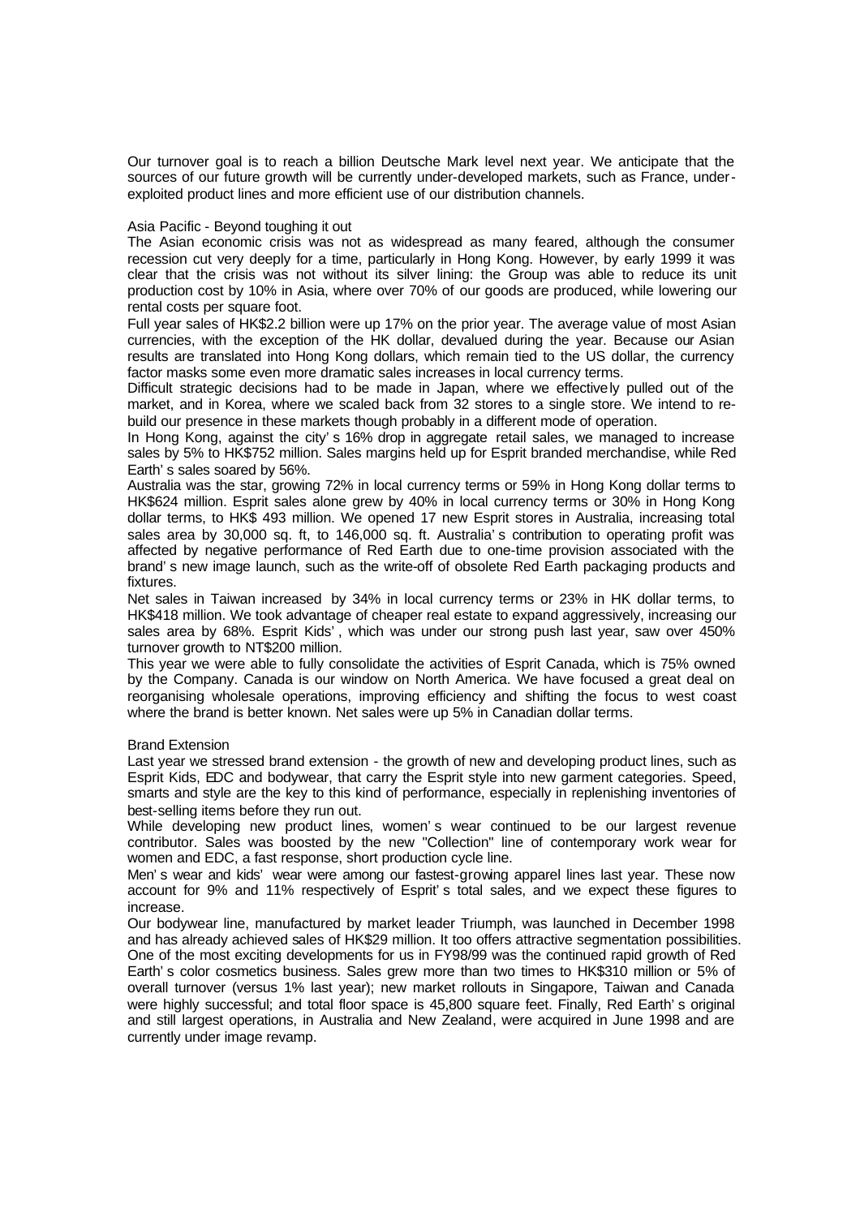Our turnover goal is to reach a billion Deutsche Mark level next year. We anticipate that the sources of our future growth will be currently under-developed markets, such as France, under-exploited product lines and more efficient use of our distribution channels.

## Asia Pacific - Beyond toughing it out

The Asian economic crisis was not as widespread as many feared, although the consumer recession cut very deeply for a time, particularly in Hong Kong. However, by early 1999 it was clear that the crisis was not without its silver lining: the Group was able to reduce its unit production cost by 10% in Asia, where over 70% of our goods are produced, while lowering our rental costs per square foot.

Full year sales of HK$2.2 billion were up 17% on the prior year. The average value of most Asian currencies, with the exception of the HK dollar, devalued during the year. Because our Asian results are translated into Hong Kong dollars, which remain tied to the US dollar, the currency factor masks some even more dramatic sales increases in local currency terms.

Difficult strategic decisions had to be made in Japan, where we effectively pulled out of the market, and in Korea, where we scaled back from 32 stores to a single store. We intend to re-build our presence in these markets though probably in a different mode of operation.

In Hong Kong, against the city's 16% drop in aggregate retail sales, we managed to increase sales by 5% to HK$752 million. Sales margins held up for Esprit branded merchandise, while Red Earth's sales soared by 56%.

Australia was the star, growing 72% in local currency terms or 59% in Hong Kong dollar terms to HK$624 million. Esprit sales alone grew by 40% in local currency terms or 30% in Hong Kong dollar terms, to HK$ 493 million. We opened 17 new Esprit stores in Australia, increasing total sales area by 30,000 sq. ft, to 146,000 sq. ft. Australia's contribution to operating profit was affected by negative performance of Red Earth due to one-time provision associated with the brand's new image launch, such as the write-off of obsolete Red Earth packaging products and fixtures.

Net sales in Taiwan increased by 34% in local currency terms or 23% in HK dollar terms, to HK$418 million. We took advantage of cheaper real estate to expand aggressively, increasing our sales area by 68%. Esprit Kids', which was under our strong push last year, saw over 450% turnover growth to NT$200 million.

This year we were able to fully consolidate the activities of Esprit Canada, which is 75% owned by the Company. Canada is our window on North America. We have focused a great deal on reorganising wholesale operations, improving efficiency and shifting the focus to west coast where the brand is better known. Net sales were up 5% in Canadian dollar terms.

## Brand Extension

Last year we stressed brand extension - the growth of new and developing product lines, such as Esprit Kids, EDC and bodywear, that carry the Esprit style into new garment categories. Speed, smarts and style are the key to this kind of performance, especially in replenishing inventories of best-selling items before they run out.

While developing new product lines, women's wear continued to be our largest revenue contributor. Sales was boosted by the new "Collection" line of contemporary work wear for women and EDC, a fast response, short production cycle line.

Men's wear and kids' wear were among our fastest-growing apparel lines last year. These now account for 9% and 11% respectively of Esprit's total sales, and we expect these figures to increase.

Our bodywear line, manufactured by market leader Triumph, was launched in December 1998 and has already achieved sales of HK$29 million. It too offers attractive segmentation possibilities.

One of the most exciting developments for us in FY98/99 was the continued rapid growth of Red Earth's color cosmetics business. Sales grew more than two times to HK$310 million or 5% of overall turnover (versus 1% last year); new market rollouts in Singapore, Taiwan and Canada were highly successful; and total floor space is 45,800 square feet. Finally, Red Earth's original and still largest operations, in Australia and New Zealand, were acquired in June 1998 and are currently under image revamp.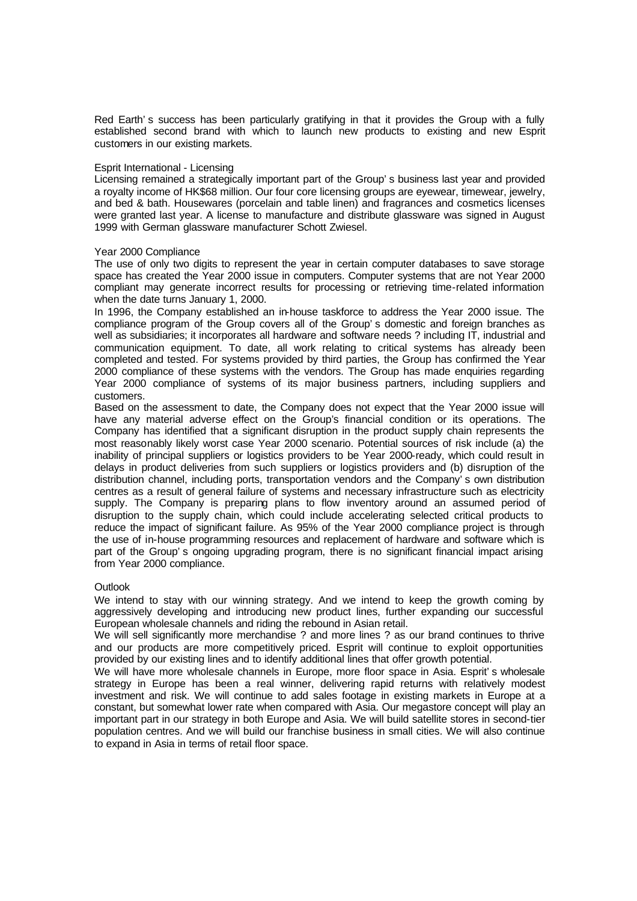Red Earth' s success has been particularly gratifying in that it provides the Group with a fully established second brand with which to launch new products to existing and new Esprit customers in our existing markets.

### Esprit International - Licensing

Licensing remained a strategically important part of the Group' s business last year and provided a royalty income of HK$68 million. Our four core licensing groups are eyewear, timewear, jewelry, and bed & bath. Housewares (porcelain and table linen) and fragrances and cosmetics licenses were granted last year. A license to manufacture and distribute glassware was signed in August 1999 with German glassware manufacturer Schott Zwiesel.

### Year 2000 Compliance

The use of only two digits to represent the year in certain computer databases to save storage space has created the Year 2000 issue in computers. Computer systems that are not Year 2000 compliant may generate incorrect results for processing or retrieving time-related information when the date turns January 1, 2000.

In 1996, the Company established an in-house taskforce to address the Year 2000 issue. The compliance program of the Group covers all of the Group' s domestic and foreign branches as well as subsidiaries; it incorporates all hardware and software needs ? including IT, industrial and communication equipment. To date, all work relating to critical systems has already been completed and tested. For systems provided by third parties, the Group has confirmed the Year 2000 compliance of these systems with the vendors. The Group has made enquiries regarding Year 2000 compliance of systems of its major business partners, including suppliers and customers.

Based on the assessment to date, the Company does not expect that the Year 2000 issue will have any material adverse effect on the Group's financial condition or its operations. The Company has identified that a significant disruption in the product supply chain represents the most reasonably likely worst case Year 2000 scenario. Potential sources of risk include (a) the inability of principal suppliers or logistics providers to be Year 2000-ready, which could result in delays in product deliveries from such suppliers or logistics providers and (b) disruption of the distribution channel, including ports, transportation vendors and the Company' s own distribution centres as a result of general failure of systems and necessary infrastructure such as electricity supply. The Company is preparing plans to flow inventory around an assumed period of disruption to the supply chain, which could include accelerating selected critical products to reduce the impact of significant failure. As 95% of the Year 2000 compliance project is through the use of in-house programming resources and replacement of hardware and software which is part of the Group' s ongoing upgrading program, there is no significant financial impact arising from Year 2000 compliance.

### Outlook

We intend to stay with our winning strategy. And we intend to keep the growth coming by aggressively developing and introducing new product lines, further expanding our successful European wholesale channels and riding the rebound in Asian retail.

We will sell significantly more merchandise ? and more lines ? as our brand continues to thrive and our products are more competitively priced. Esprit will continue to exploit opportunities provided by our existing lines and to identify additional lines that offer growth potential.

We will have more wholesale channels in Europe, more floor space in Asia. Esprit' s wholesale strategy in Europe has been a real winner, delivering rapid returns with relatively modest investment and risk. We will continue to add sales footage in existing markets in Europe at a constant, but somewhat lower rate when compared with Asia. Our megastore concept will play an important part in our strategy in both Europe and Asia. We will build satellite stores in second-tier population centres. And we will build our franchise business in small cities. We will also continue to expand in Asia in terms of retail floor space.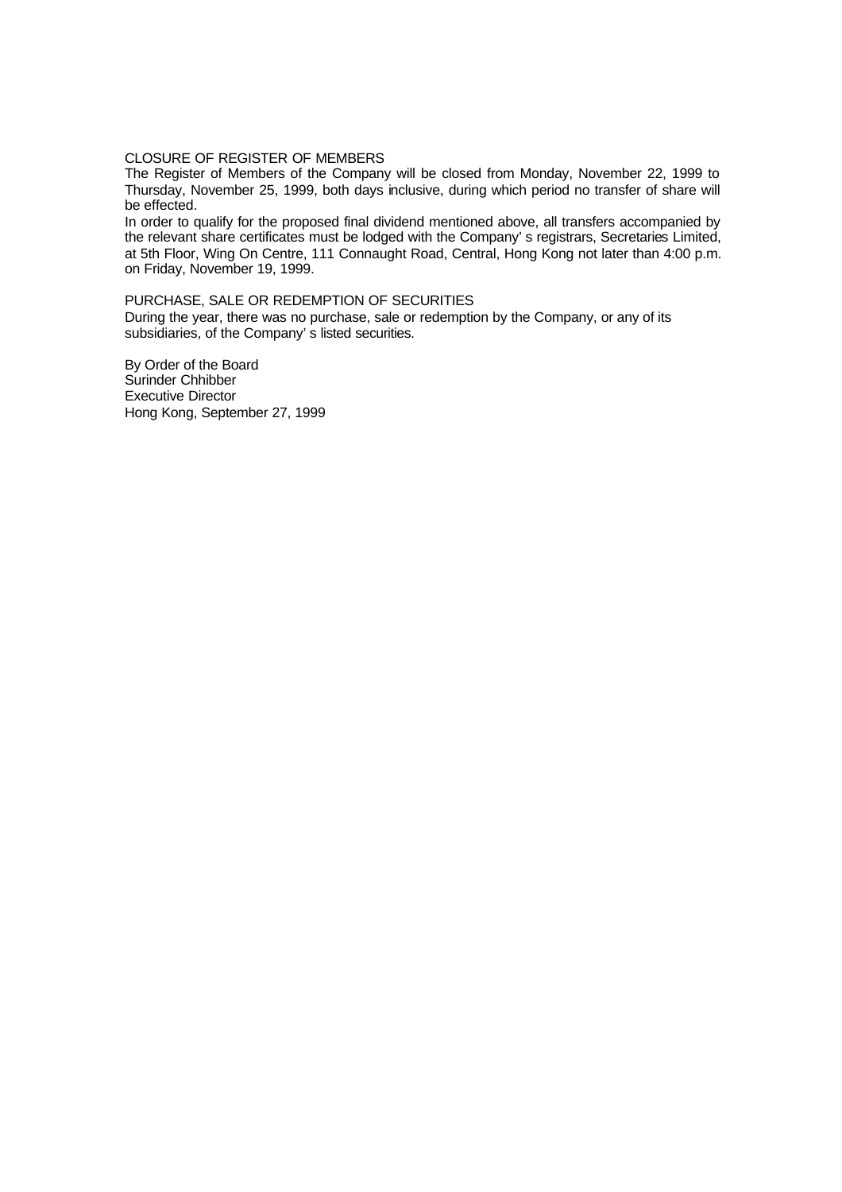## CLOSURE OF REGISTER OF MEMBERS

The Register of Members of the Company will be closed from Monday, November 22, 1999 to Thursday, November 25, 1999, both days inclusive, during which period no transfer of share will be effected.

In order to qualify for the proposed final dividend mentioned above, all transfers accompanied by the relevant share certificates must be lodged with the Company' s registrars, Secretaries Limited, at 5th Floor, Wing On Centre, 111 Connaught Road, Central, Hong Kong not later than 4:00 p.m. on Friday, November 19, 1999.

## PURCHASE, SALE OR REDEMPTION OF SECURITIES

During the year, there was no purchase, sale or redemption by the Company, or any of its subsidiaries, of the Company' s listed securities.

By Order of the Board
Surinder Chhibber
Executive Director
Hong Kong, September 27, 1999